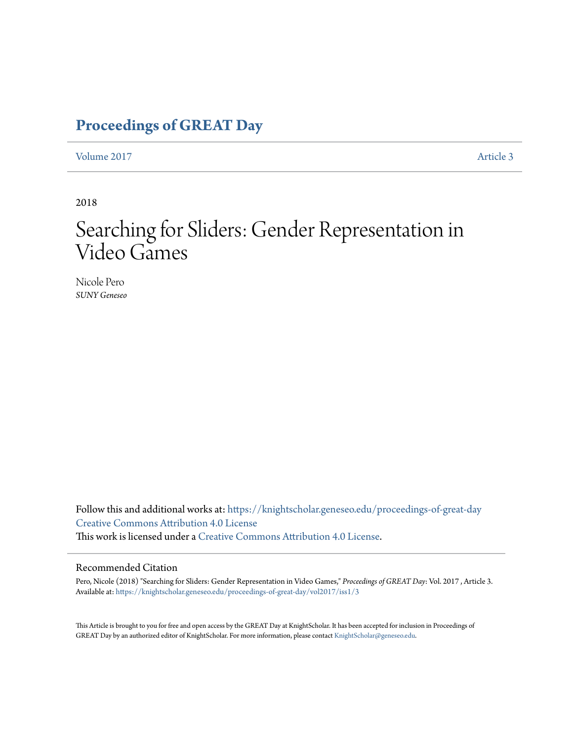# Proceedings of GREAT Day

Volume 2017 Article 3

2018

# Searching for Sliders: Gender Representation in Video Games

Nicole Pero
*SUNY Geneseo*

Follow this and additional works at: https://knightscholar.geneseo.edu/proceedings-of-great-day
Creative Commons Attribution 4.0 License
This work is licensed under a Creative Commons Attribution 4.0 License.

## Recommended Citation

Pero, Nicole (2018) "Searching for Sliders: Gender Representation in Video Games," *Proceedings of GREAT Day*: Vol. 2017 , Article 3.
Available at: https://knightscholar.geneseo.edu/proceedings-of-great-day/vol2017/iss1/3

This Article is brought to you for free and open access by the GREAT Day at KnightScholar. It has been accepted for inclusion in Proceedings of GREAT Day by an authorized editor of KnightScholar. For more information, please contact KnightScholar@geneseo.edu.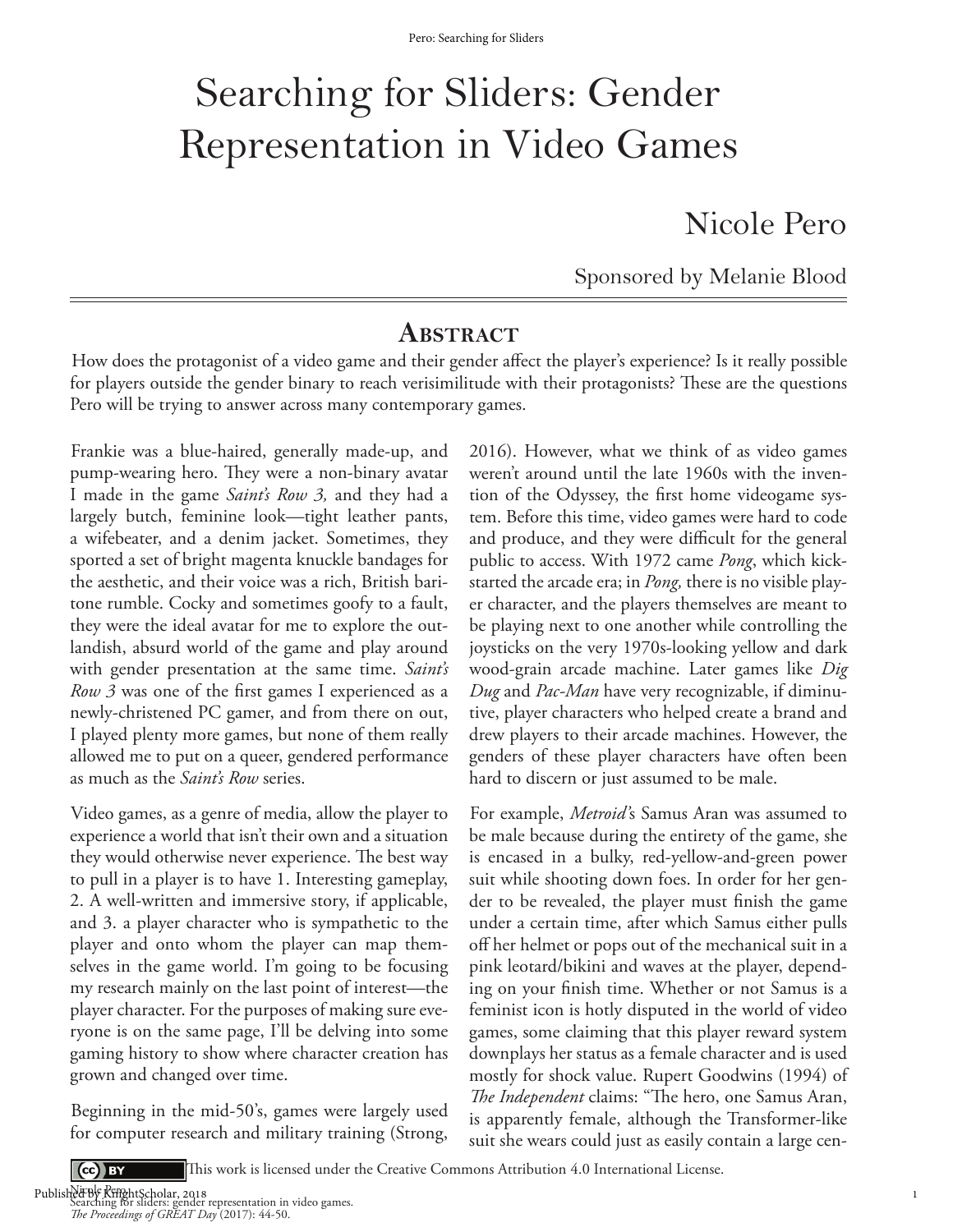# Searching for Sliders: Gender Representation in Video Games

## Nicole Pero

Sponsored by Melanie Blood

## Abstract

How does the protagonist of a video game and their gender affect the player's experience? Is it really possible for players outside the gender binary to reach verisimilitude with their protagonists? These are the questions Pero will be trying to answer across many contemporary games.

Frankie was a blue-haired, generally made-up, and pump-wearing hero. They were a non-binary avatar I made in the game *Saint's Row 3,* and they had a largely butch, feminine look—tight leather pants, a wifebeater, and a denim jacket. Sometimes, they sported a set of bright magenta knuckle bandages for the aesthetic, and their voice was a rich, British baritone rumble. Cocky and sometimes goofy to a fault, they were the ideal avatar for me to explore the outlandish, absurd world of the game and play around with gender presentation at the same time. *Saint's Row 3* was one of the first games I experienced as a newly-christened PC gamer, and from there on out, I played plenty more games, but none of them really allowed me to put on a queer, gendered performance as much as the *Saint's Row* series.

Video games, as a genre of media, allow the player to experience a world that isn't their own and a situation they would otherwise never experience. The best way to pull in a player is to have 1. Interesting gameplay, 2. A well-written and immersive story, if applicable, and 3. a player character who is sympathetic to the player and onto whom the player can map themselves in the game world. I'm going to be focusing my research mainly on the last point of interest—the player character. For the purposes of making sure everyone is on the same page, I'll be delving into some gaming history to show where character creation has grown and changed over time.

Beginning in the mid-50's, games were largely used for computer research and military training (Strong, 2016). However, what we think of as video games weren't around until the late 1960s with the invention of the Odyssey, the first home videogame system. Before this time, video games were hard to code and produce, and they were difficult for the general public to access. With 1972 came *Pong*, which kickstarted the arcade era; in *Pong,* there is no visible player character, and the players themselves are meant to be playing next to one another while controlling the joysticks on the very 1970s-looking yellow and dark wood-grain arcade machine. Later games like *Dig Dug* and *Pac-Man* have very recognizable, if diminutive, player characters who helped create a brand and drew players to their arcade machines. However, the genders of these player characters have often been hard to discern or just assumed to be male.

For example, *Metroid*'s Samus Aran was assumed to be male because during the entirety of the game, she is encased in a bulky, red-yellow-and-green power suit while shooting down foes. In order for her gender to be revealed, the player must finish the game under a certain time, after which Samus either pulls off her helmet or pops out of the mechanical suit in a pink leotard/bikini and waves at the player, depending on your finish time. Whether or not Samus is a feminist icon is hotly disputed in the world of video games, some claiming that this player reward system downplays her status as a female character and is used mostly for shock value. Rupert Goodwins (1994) of *The Independent* claims: "The hero, one Samus Aran, is apparently female, although the Transformer-like suit she wears could just as easily contain a large cen-

This work is licensed under the Creative Commons Attribution 4.0 International License.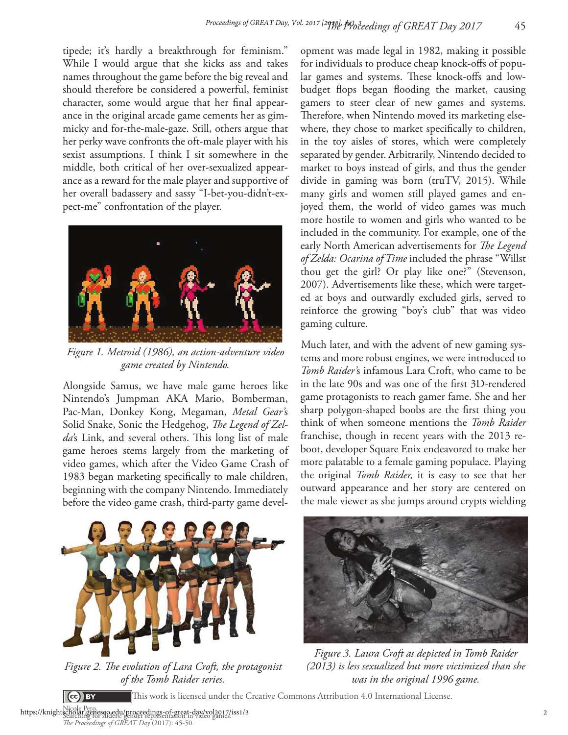tipede; it's hardly a breakthrough for feminism." While I would argue that she kicks ass and takes names throughout the game before the big reveal and should therefore be considered a powerful, feminist character, some would argue that her final appearance in the original arcade game cements her as gimmicky and for-the-male-gaze. Still, others argue that her perky wave confronts the oft-male player with his sexist assumptions. I think I sit somewhere in the middle, both critical of her over-sexualized appearance as a reward for the male player and supportive of her overall badassery and sassy "I-bet-you-didn't-expect-me" confrontation of the player.

*Figure 1. Metroid (1986), an action-adventure video game created by Nintendo.*

Alongside Samus, we have male game heroes like Nintendo's Jumpman AKA Mario, Bomberman, Pac-Man, Donkey Kong, Megaman, *Metal Gear*'s Solid Snake, Sonic the Hedgehog, *The Legend of Zelda*'s Link, and several others. This long list of male game heroes stems largely from the marketing of video games, which after the Video Game Crash of 1983 began marketing specifically to male children, beginning with the company Nintendo. Immediately before the video game crash, third-party game development was made legal in 1982, making it possible for individuals to produce cheap knock-offs of popular games and systems. These knock-offs and low-budget flops began flooding the market, causing gamers to steer clear of new games and systems. Therefore, when Nintendo moved its marketing elsewhere, they chose to market specifically to children, in the toy aisles of stores, which were completely separated by gender. Arbitrarily, Nintendo decided to market to boys instead of girls, and thus the gender divide in gaming was born (truTV, 2015). While many girls and women still played games and enjoyed them, the world of video games was much more hostile to women and girls who wanted to be included in the community. For example, one of the early North American advertisements for *The Legend of Zelda: Ocarina of Time* included the phrase "Willst thou get the girl? Or play like one?" (Stevenson, 2007). Advertisements like these, which were targeted at boys and outwardly excluded girls, served to reinforce the growing "boy's club" that was video gaming culture.

Much later, and with the advent of new gaming systems and more robust engines, we were introduced to *Tomb Raider*'s infamous Lara Croft, who came to be in the late 90s and was one of the first 3D-rendered game protagonists to reach gamer fame. She and her sharp polygon-shaped boobs are the first thing you think of when someone mentions the *Tomb Raider* franchise, though in recent years with the 2013 reboot, developer Square Enix endeavored to make her more palatable to a female gaming populace. Playing the original *Tomb Raider,* it is easy to see that her outward appearance and her story are centered on the male viewer as she jumps around crypts wielding

*Figure 2. The evolution of Lara Croft, the protagonist of the Tomb Raider series.*

*Figure 3. Laura Croft as depicted in Tomb Raider (2013) is less sexualized but more victimized than she was in the original 1996 game.*

This work is licensed under the Creative Commons Attribution 4.0 International License.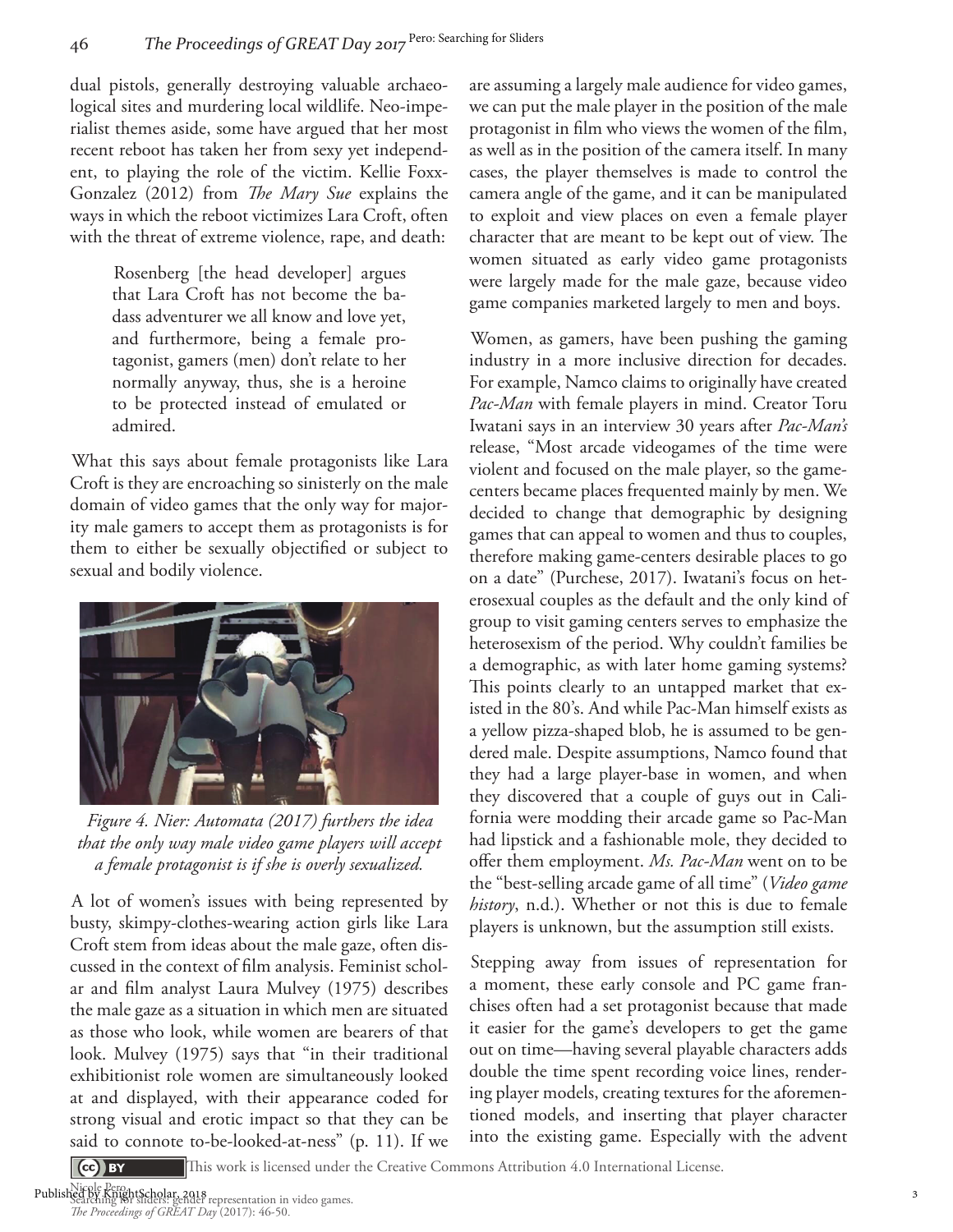dual pistols, generally destroying valuable archaeological sites and murdering local wildlife. Neo-imperialist themes aside, some have argued that her most recent reboot has taken her from sexy yet independent, to playing the role of the victim. Kellie Foxx-Gonzalez (2012) from *The Mary Sue* explains the ways in which the reboot victimizes Lara Croft, often with the threat of extreme violence, rape, and death:

> Rosenberg [the head developer] argues that Lara Croft has not become the badass adventurer we all know and love yet, and furthermore, being a female protagonist, gamers (men) don't relate to her normally anyway, thus, she is a heroine to be protected instead of emulated or admired.

What this says about female protagonists like Lara Croft is they are encroaching so sinisterly on the male domain of video games that the only way for majority male gamers to accept them as protagonists is for them to either be sexually objectified or subject to sexual and bodily violence.

*Figure 4. Nier: Automata (2017) furthers the idea that the only way male video game players will accept a female protagonist is if she is overly sexualized.*

A lot of women's issues with being represented by busty, skimpy-clothes-wearing action girls like Lara Croft stem from ideas about the male gaze, often discussed in the context of film analysis. Feminist scholar and film analyst Laura Mulvey (1975) describes the male gaze as a situation in which men are situated as those who look, while women are bearers of that look. Mulvey (1975) says that "in their traditional exhibitionist role women are simultaneously looked at and displayed, with their appearance coded for strong visual and erotic impact so that they can be said to connote to-be-looked-at-ness" (p. 11). If we are assuming a largely male audience for video games, we can put the male player in the position of the male protagonist in film who views the women of the film, as well as in the position of the camera itself. In many cases, the player themselves is made to control the camera angle of the game, and it can be manipulated to exploit and view places on even a female player character that are meant to be kept out of view. The women situated as early video game protagonists were largely made for the male gaze, because video game companies marketed largely to men and boys.

Women, as gamers, have been pushing the gaming industry in a more inclusive direction for decades. For example, Namco claims to originally have created *Pac-Man* with female players in mind. Creator Toru Iwatani says in an interview 30 years after *Pac-Man's* release, "Most arcade videogames of the time were violent and focused on the male player, so the game-centers became places frequented mainly by men. We decided to change that demographic by designing games that can appeal to women and thus to couples, therefore making game-centers desirable places to go on a date" (Purchese, 2017). Iwatani's focus on heterosexual couples as the default and the only kind of group to visit gaming centers serves to emphasize the heterosexism of the period. Why couldn't families be a demographic, as with later home gaming systems? This points clearly to an untapped market that existed in the 80's. And while Pac-Man himself exists as a yellow pizza-shaped blob, he is assumed to be gendered male. Despite assumptions, Namco found that they had a large player-base in women, and when they discovered that a couple of guys out in California were modding their arcade game so Pac-Man had lipstick and a fashionable mole, they decided to offer them employment. *Ms. Pac-Man* went on to be the "best-selling arcade game of all time" (*Video game history*, n.d.). Whether or not this is due to female players is unknown, but the assumption still exists.

Stepping away from issues of representation for a moment, these early console and PC game franchises often had a set protagonist because that made it easier for the game's developers to get the game out on time—having several playable characters adds double the time spent recording voice lines, rendering player models, creating textures for the aforementioned models, and inserting that player character into the existing game. Especially with the advent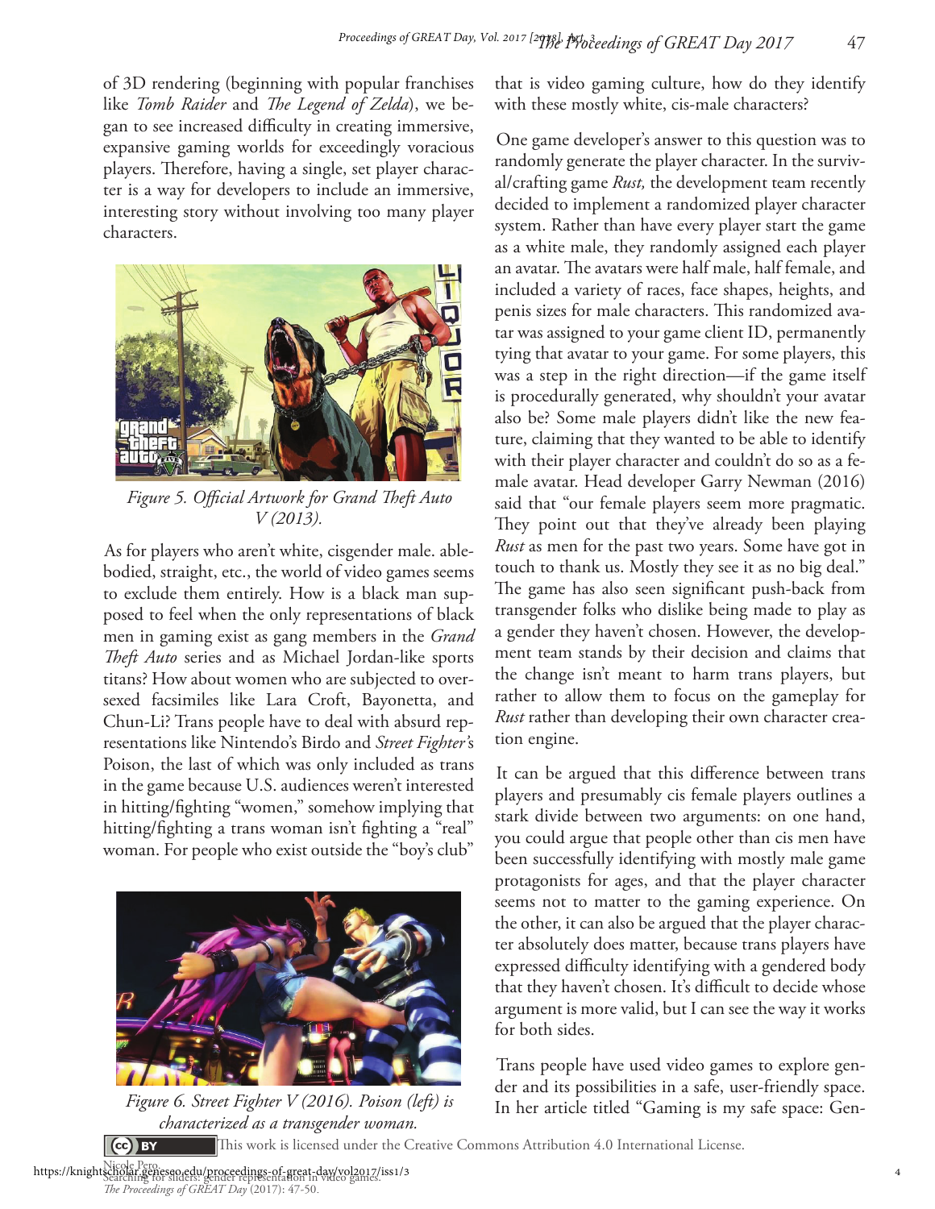of 3D rendering (beginning with popular franchises like *Tomb Raider* and *The Legend of Zelda*), we began to see increased difficulty in creating immersive, expansive gaming worlds for exceedingly voracious players. Therefore, having a single, set player character is a way for developers to include an immersive, interesting story without involving too many player characters.

*Figure 5. Official Artwork for Grand Theft Auto V (2013).*

As for players who aren't white, cisgender male. able-bodied, straight, etc., the world of video games seems to exclude them entirely. How is a black man supposed to feel when the only representations of black men in gaming exist as gang members in the *Grand Theft Auto* series and as Michael Jordan-like sports titans? How about women who are subjected to oversexed facsimiles like Lara Croft, Bayonetta, and Chun-Li? Trans people have to deal with absurd representations like Nintendo's Birdo and *Street Fighter's* Poison, the last of which was only included as trans in the game because U.S. audiences weren't interested in hitting/fighting "women," somehow implying that hitting/fighting a trans woman isn't fighting a "real" woman. For people who exist outside the "boy's club" that is video gaming culture, how do they identify with these mostly white, cis-male characters?

*Figure 6. Street Fighter V (2016). Poison (left) is characterized as a transgender woman.*

One game developer's answer to this question was to randomly generate the player character. In the survival/crafting game *Rust,* the development team recently decided to implement a randomized player character system. Rather than have every player start the game as a white male, they randomly assigned each player an avatar. The avatars were half male, half female, and included a variety of races, face shapes, heights, and penis sizes for male characters. This randomized avatar was assigned to your game client ID, permanently tying that avatar to your game. For some players, this was a step in the right direction—if the game itself is procedurally generated, why shouldn't your avatar also be? Some male players didn't like the new feature, claiming that they wanted to be able to identify with their player character and couldn't do so as a female avatar. Head developer Garry Newman (2016) said that "our female players seem more pragmatic. They point out that they've already been playing *Rust* as men for the past two years. Some have got in touch to thank us. Mostly they see it as no big deal." The game has also seen significant push-back from transgender folks who dislike being made to play as a gender they haven't chosen. However, the development team stands by their decision and claims that the change isn't meant to harm trans players, but rather to allow them to focus on the gameplay for *Rust* rather than developing their own character creation engine.

It can be argued that this difference between trans players and presumably cis female players outlines a stark divide between two arguments: on one hand, you could argue that people other than cis men have been successfully identifying with mostly male game protagonists for ages, and that the player character seems not to matter to the gaming experience. On the other, it can also be argued that the player character absolutely does matter, because trans players have expressed difficulty identifying with a gendered body that they haven't chosen. It's difficult to decide whose argument is more valid, but I can see the way it works for both sides.

Trans people have used video games to explore gender and its possibilities in a safe, user-friendly space. In her article titled "Gaming is my safe space: Gen-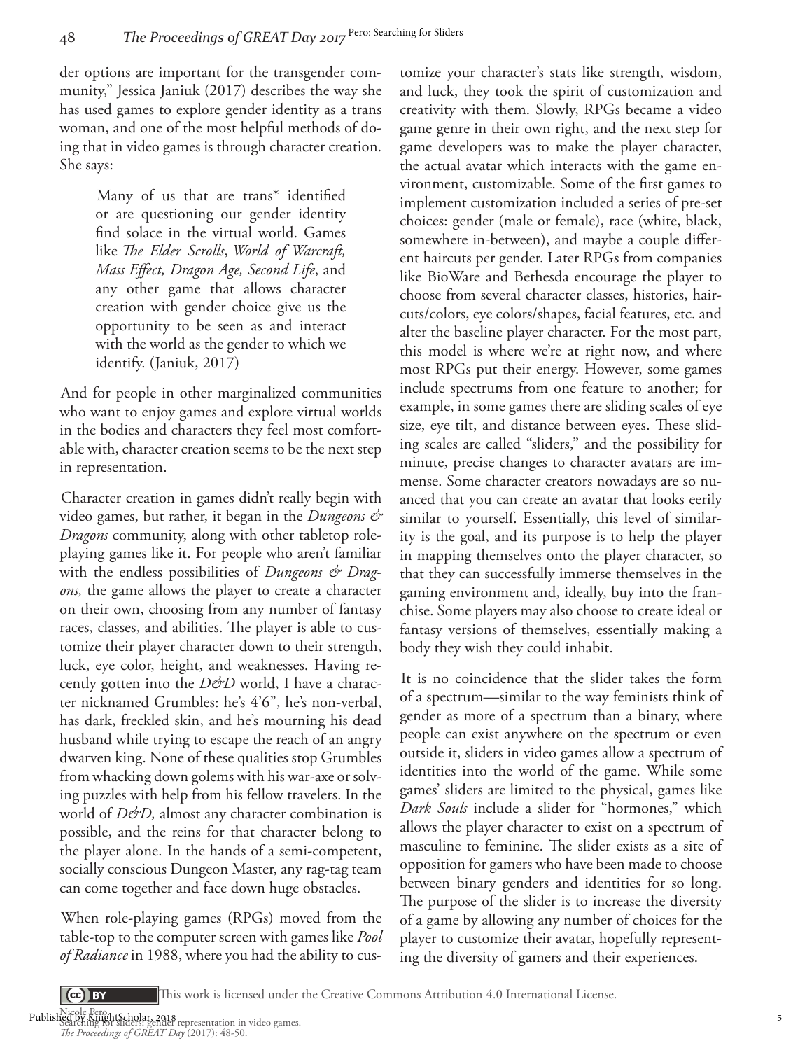der options are important for the transgender community," Jessica Janiuk (2017) describes the way she has used games to explore gender identity as a trans woman, and one of the most helpful methods of doing that in video games is through character creation. She says:

> Many of us that are trans* identified or are questioning our gender identity find solace in the virtual world. Games like *The Elder Scrolls*, *World of Warcraft, Mass Effect, Dragon Age, Second Life*, and any other game that allows character creation with gender choice give us the opportunity to be seen as and interact with the world as the gender to which we identify. (Janiuk, 2017)

And for people in other marginalized communities who want to enjoy games and explore virtual worlds in the bodies and characters they feel most comfortable with, character creation seems to be the next step in representation.

Character creation in games didn't really begin with video games, but rather, it began in the *Dungeons & Dragons* community, along with other tabletop role-playing games like it. For people who aren't familiar with the endless possibilities of *Dungeons & Dragons,* the game allows the player to create a character on their own, choosing from any number of fantasy races, classes, and abilities. The player is able to customize their player character down to their strength, luck, eye color, height, and weaknesses. Having recently gotten into the *D&D* world, I have a character nicknamed Grumbles: he's 4'6", he's non-verbal, has dark, freckled skin, and he's mourning his dead husband while trying to escape the reach of an angry dwarven king. None of these qualities stop Grumbles from whacking down golems with his war-axe or solving puzzles with help from his fellow travelers. In the world of *D&D,* almost any character combination is possible, and the reins for that character belong to the player alone. In the hands of a semi-competent, socially conscious Dungeon Master, any rag-tag team can come together and face down huge obstacles.

When role-playing games (RPGs) moved from the table-top to the computer screen with games like *Pool of Radiance* in 1988, where you had the ability to customize your character's stats like strength, wisdom, and luck, they took the spirit of customization and creativity with them. Slowly, RPGs became a video game genre in their own right, and the next step for game developers was to make the player character, the actual avatar which interacts with the game environment, customizable. Some of the first games to implement customization included a series of pre-set choices: gender (male or female), race (white, black, somewhere in-between), and maybe a couple different haircuts per gender. Later RPGs from companies like BioWare and Bethesda encourage the player to choose from several character classes, histories, haircuts/colors, eye colors/shapes, facial features, etc. and alter the baseline player character. For the most part, this model is where we're at right now, and where most RPGs put their energy. However, some games include spectrums from one feature to another; for example, in some games there are sliding scales of eye size, eye tilt, and distance between eyes. These sliding scales are called "sliders," and the possibility for minute, precise changes to character avatars are immense. Some character creators nowadays are so nuanced that you can create an avatar that looks eerily similar to yourself. Essentially, this level of similarity is the goal, and its purpose is to help the player in mapping themselves onto the player character, so that they can successfully immerse themselves in the gaming environment and, ideally, buy into the franchise. Some players may also choose to create ideal or fantasy versions of themselves, essentially making a body they wish they could inhabit.

It is no coincidence that the slider takes the form of a spectrum—similar to the way feminists think of gender as more of a spectrum than a binary, where people can exist anywhere on the spectrum or even outside it, sliders in video games allow a spectrum of identities into the world of the game. While some games' sliders are limited to the physical, games like *Dark Souls* include a slider for "hormones," which allows the player character to exist on a spectrum of masculine to feminine. The slider exists as a site of opposition for gamers who have been made to choose between binary genders and identities for so long. The purpose of the slider is to increase the diversity of a game by allowing any number of choices for the player to customize their avatar, hopefully representing the diversity of gamers and their experiences.

This work is licensed under the Creative Commons Attribution 4.0 International License.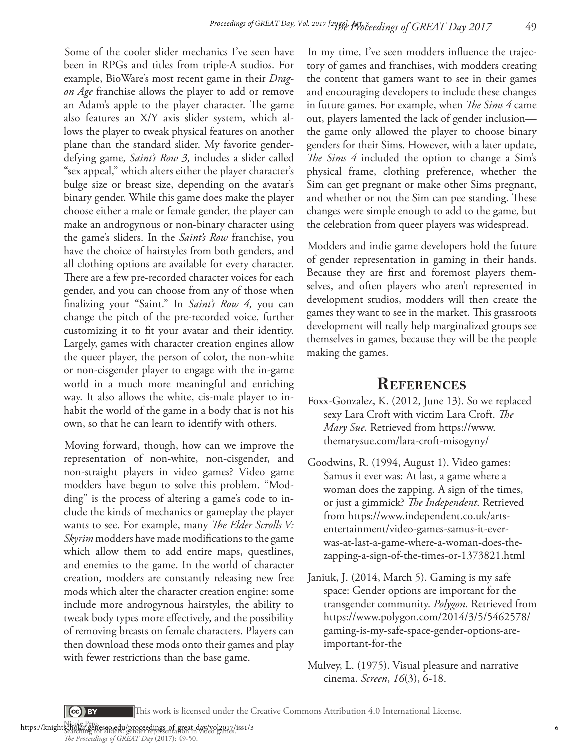Some of the cooler slider mechanics I've seen have been in RPGs and titles from triple-A studios. For example, BioWare's most recent game in their *Dragon Age* franchise allows the player to add or remove an Adam's apple to the player character. The game also features an X/Y axis slider system, which allows the player to tweak physical features on another plane than the standard slider. My favorite gender-defying game, *Saint's Row 3,* includes a slider called "sex appeal," which alters either the player character's bulge size or breast size, depending on the avatar's binary gender. While this game does make the player choose either a male or female gender, the player can make an androgynous or non-binary character using the game's sliders. In the *Saint's Row* franchise, you have the choice of hairstyles from both genders, and all clothing options are available for every character. There are a few pre-recorded character voices for each gender, and you can choose from any of those when finalizing your "Saint." In *Saint's Row 4,* you can change the pitch of the pre-recorded voice, further customizing it to fit your avatar and their identity. Largely, games with character creation engines allow the queer player, the person of color, the non-white or non-cisgender player to engage with the in-game world in a much more meaningful and enriching way. It also allows the white, cis-male player to inhabit the world of the game in a body that is not his own, so that he can learn to identify with others.

Moving forward, though, how can we improve the representation of non-white, non-cisgender, and non-straight players in video games? Video game modders have begun to solve this problem. "Modding" is the process of altering a game's code to include the kinds of mechanics or gameplay the player wants to see. For example, many *The Elder Scrolls V: Skyrim* modders have made modifications to the game which allow them to add entire maps, questlines, and enemies to the game. In the world of character creation, modders are constantly releasing new free mods which alter the character creation engine: some include more androgynous hairstyles, the ability to tweak body types more effectively, and the possibility of removing breasts on female characters. Players can then download these mods onto their games and play with fewer restrictions than the base game.

In my time, I've seen modders influence the trajectory of games and franchises, with modders creating the content that gamers want to see in their games and encouraging developers to include these changes in future games. For example, when *The Sims 4* came out, players lamented the lack of gender inclusion—the game only allowed the player to choose binary genders for their Sims. However, with a later update, *The Sims 4* included the option to change a Sim's physical frame, clothing preference, whether the Sim can get pregnant or make other Sims pregnant, and whether or not the Sim can pee standing. These changes were simple enough to add to the game, but the celebration from queer players was widespread.

Modders and indie game developers hold the future of gender representation in gaming in their hands. Because they are first and foremost players themselves, and often players who aren't represented in development studios, modders will then create the games they want to see in the market. This grassroots development will really help marginalized groups see themselves in games, because they will be the people making the games.

## References

Foxx-Gonzalez, K. (2012, June 13). So we replaced sexy Lara Croft with victim Lara Croft. *The Mary Sue*. Retrieved from https://www.themarysue.com/lara-croft-misogyny/

Goodwins, R. (1994, August 1). Video games: Samus it ever was: At last, a game where a woman does the zapping. A sign of the times, or just a gimmick? *The Independent*. Retrieved from https://www.independent.co.uk/arts-entertainment/video-games-samus-it-ever-was-at-last-a-game-where-a-woman-does-the-zapping-a-sign-of-the-times-or-1373821.html

Janiuk, J. (2014, March 5). Gaming is my safe space: Gender options are important for the transgender community. *Polygon.* Retrieved from https://www.polygon.com/2014/3/5/5462578/gaming-is-my-safe-space-gender-options-are-important-for-the

Mulvey, L. (1975). Visual pleasure and narrative cinema. *Screen*, *16*(3), 6-18.

This work is licensed under the Creative Commons Attribution 4.0 International License.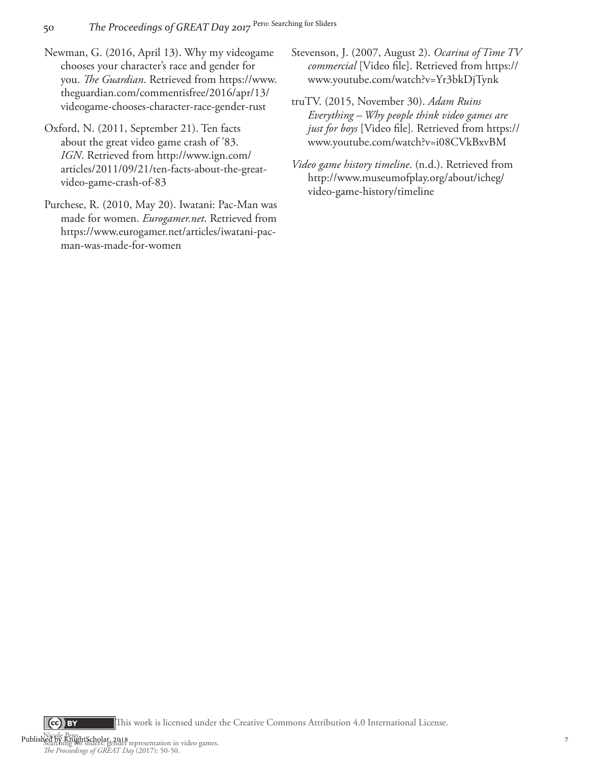Newman, G. (2016, April 13). Why my videogame chooses your character's race and gender for you. *The Guardian*. Retrieved from https://www.theguardian.com/commentisfree/2016/apr/13/videogame-chooses-character-race-gender-rust

Oxford, N. (2011, September 21). Ten facts about the great video game crash of '83. *IGN*. Retrieved from http://www.ign.com/articles/2011/09/21/ten-facts-about-the-great-video-game-crash-of-83

Purchese, R. (2010, May 20). Iwatani: Pac-Man was made for women. *Eurogamer.net*. Retrieved from https://www.eurogamer.net/articles/iwatani-pac-man-was-made-for-women

Stevenson, J. (2007, August 2). *Ocarina of Time TV commercial* [Video file]. Retrieved from https://www.youtube.com/watch?v=Yr3bkDjTynk

truTV. (2015, November 30). *Adam Ruins Everything – Why people think video games are just for boys* [Video file]. Retrieved from https://www.youtube.com/watch?v=i08CVkBxvBM

*Video game history timeline*. (n.d.). Retrieved from http://www.museumofplay.org/about/icheg/video-game-history/timeline

This work is licensed under the Creative Commons Attribution 4.0 International License.

Nicole Pero.
Searching for sliders: gender representation in video games.
*The Proceedings of GREAT Day* (2017): 50-50.